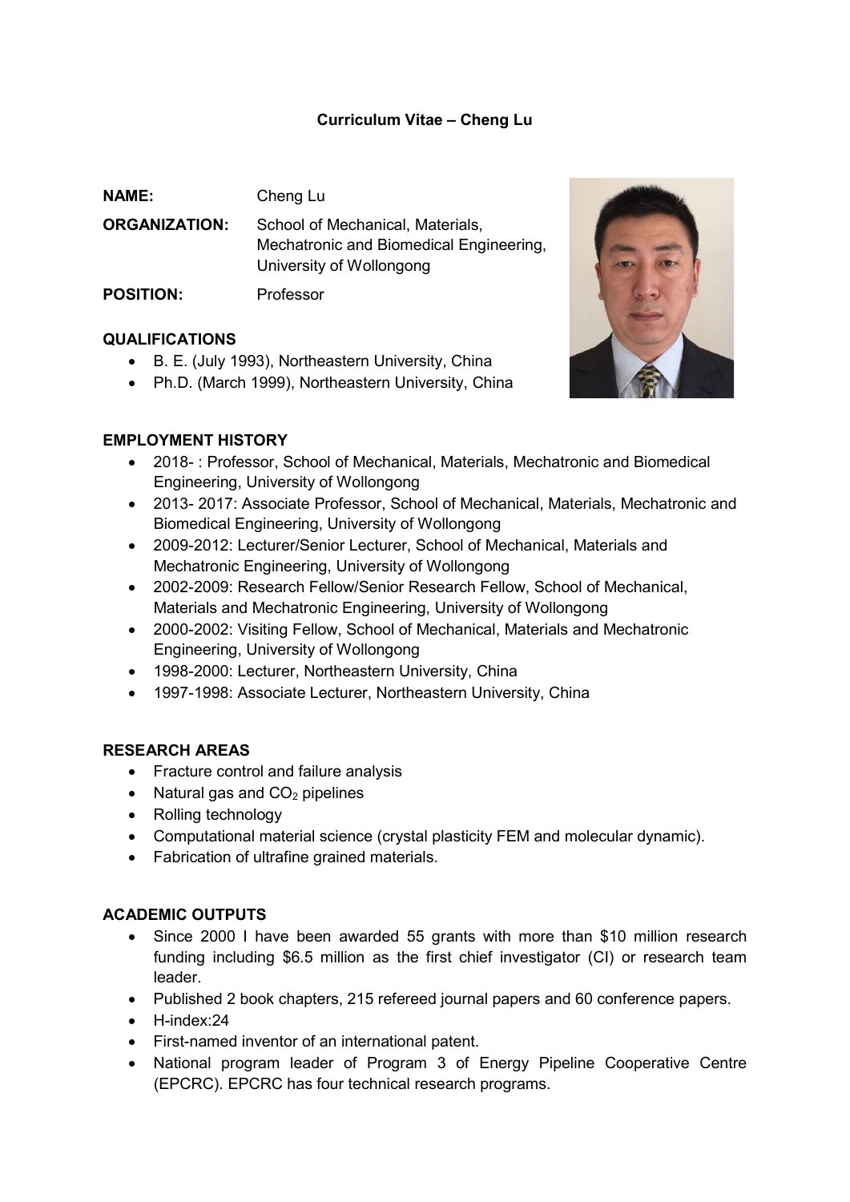**Curriculum Vitae – Cheng Lu**

**NAME:** Cheng Lu

**ORGANIZATION:** School of Mechanical, Materials, Mechatronic and Biomedical Engineering, University of Wollongong

**POSITION:** Professor

## QUALIFICATIONS

- B. E. (July 1993), Northeastern University, China
- Ph.D. (March 1999), Northeastern University, China

## EMPLOYMENT HISTORY

- 2018- : Professor, School of Mechanical, Materials, Mechatronic and Biomedical Engineering, University of Wollongong
- 2013- 2017: Associate Professor, School of Mechanical, Materials, Mechatronic and Biomedical Engineering, University of Wollongong
- 2009-2012: Lecturer/Senior Lecturer, School of Mechanical, Materials and Mechatronic Engineering, University of Wollongong
- 2002-2009: Research Fellow/Senior Research Fellow, School of Mechanical, Materials and Mechatronic Engineering, University of Wollongong
- 2000-2002: Visiting Fellow, School of Mechanical, Materials and Mechatronic Engineering, University of Wollongong
- 1998-2000: Lecturer, Northeastern University, China
- 1997-1998: Associate Lecturer, Northeastern University, China

## RESEARCH AREAS

- Fracture control and failure analysis
- Natural gas and $CO_2$ pipelines
- Rolling technology
- Computational material science (crystal plasticity FEM and molecular dynamic).
- Fabrication of ultrafine grained materials.

## ACADEMIC OUTPUTS

- Since 2000 I have been awarded 55 grants with more than $10 million research funding including $6.5 million as the first chief investigator (CI) or research team leader.
- Published 2 book chapters, 215 refereed journal papers and 60 conference papers.
- H-index:24
- First-named inventor of an international patent.
- National program leader of Program 3 of Energy Pipeline Cooperative Centre (EPCRC). EPCRC has four technical research programs.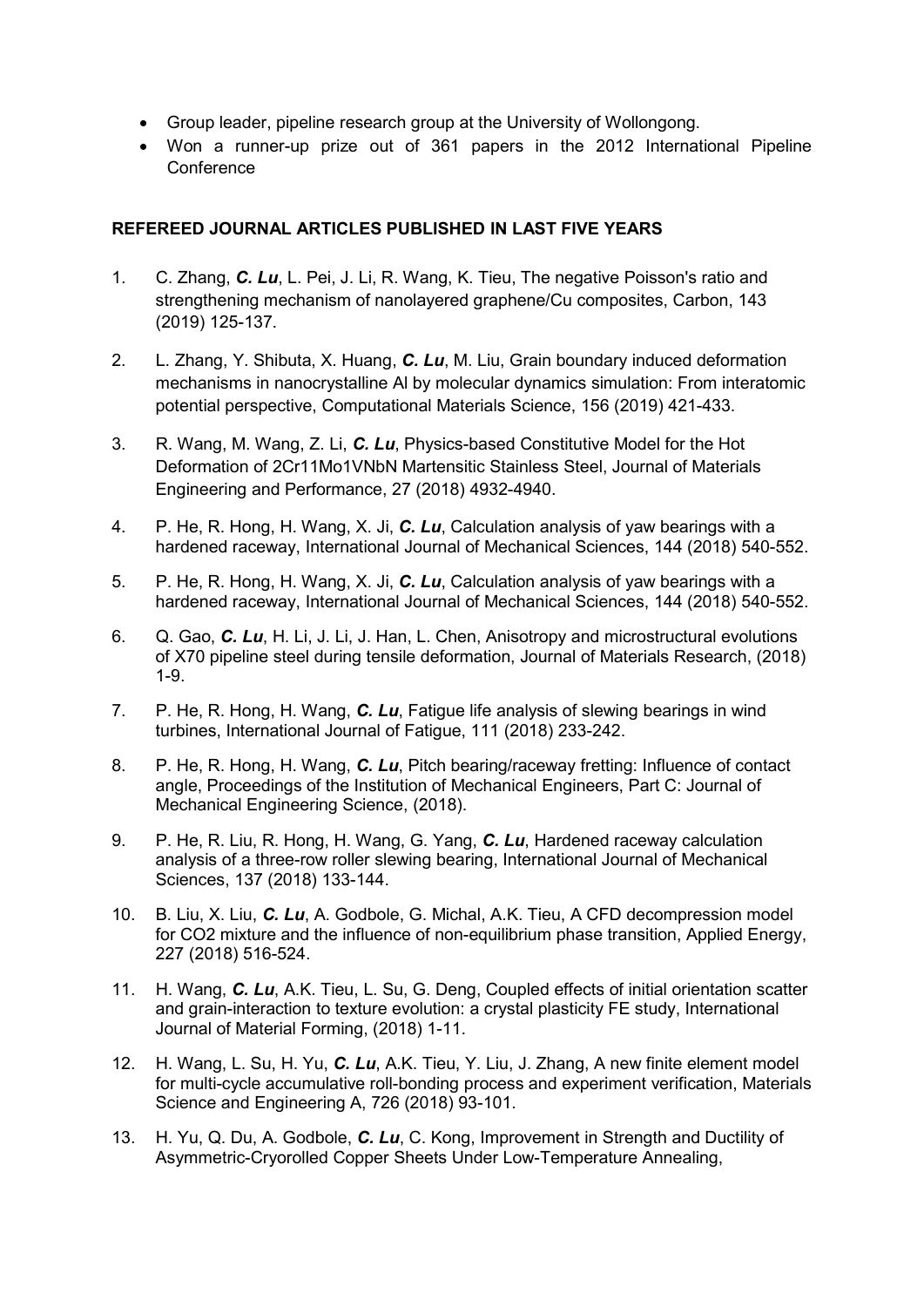- Group leader, pipeline research group at the University of Wollongong.
- Won a runner-up prize out of 361 papers in the 2012 International Pipeline Conference

**REFEREED JOURNAL ARTICLES PUBLISHED IN LAST FIVE YEARS**

1. C. Zhang, ***C. Lu***, L. Pei, J. Li, R. Wang, K. Tieu, The negative Poisson's ratio and strengthening mechanism of nanolayered graphene/Cu composites, Carbon, 143 (2019) 125-137.

2. L. Zhang, Y. Shibuta, X. Huang, ***C. Lu***, M. Liu, Grain boundary induced deformation mechanisms in nanocrystalline Al by molecular dynamics simulation: From interatomic potential perspective, Computational Materials Science, 156 (2019) 421-433.

3. R. Wang, M. Wang, Z. Li, ***C. Lu***, Physics-based Constitutive Model for the Hot Deformation of 2Cr11Mo1VNbN Martensitic Stainless Steel, Journal of Materials Engineering and Performance, 27 (2018) 4932-4940.

4. P. He, R. Hong, H. Wang, X. Ji, ***C. Lu***, Calculation analysis of yaw bearings with a hardened raceway, International Journal of Mechanical Sciences, 144 (2018) 540-552.

5. P. He, R. Hong, H. Wang, X. Ji, ***C. Lu***, Calculation analysis of yaw bearings with a hardened raceway, International Journal of Mechanical Sciences, 144 (2018) 540-552.

6. Q. Gao, ***C. Lu***, H. Li, J. Li, J. Han, L. Chen, Anisotropy and microstructural evolutions of X70 pipeline steel during tensile deformation, Journal of Materials Research, (2018) 1-9.

7. P. He, R. Hong, H. Wang, ***C. Lu***, Fatigue life analysis of slewing bearings in wind turbines, International Journal of Fatigue, 111 (2018) 233-242.

8. P. He, R. Hong, H. Wang, ***C. Lu***, Pitch bearing/raceway fretting: Influence of contact angle, Proceedings of the Institution of Mechanical Engineers, Part C: Journal of Mechanical Engineering Science, (2018).

9. P. He, R. Liu, R. Hong, H. Wang, G. Yang, ***C. Lu***, Hardened raceway calculation analysis of a three-row roller slewing bearing, International Journal of Mechanical Sciences, 137 (2018) 133-144.

10. B. Liu, X. Liu, ***C. Lu***, A. Godbole, G. Michal, A.K. Tieu, A CFD decompression model for CO2 mixture and the influence of non-equilibrium phase transition, Applied Energy, 227 (2018) 516-524.

11. H. Wang, ***C. Lu***, A.K. Tieu, L. Su, G. Deng, Coupled effects of initial orientation scatter and grain-interaction to texture evolution: a crystal plasticity FE study, International Journal of Material Forming, (2018) 1-11.

12. H. Wang, L. Su, H. Yu, ***C. Lu***, A.K. Tieu, Y. Liu, J. Zhang, A new finite element model for multi-cycle accumulative roll-bonding process and experiment verification, Materials Science and Engineering A, 726 (2018) 93-101.

13. H. Yu, Q. Du, A. Godbole, ***C. Lu***, C. Kong, Improvement in Strength and Ductility of Asymmetric-Cryorolled Copper Sheets Under Low-Temperature Annealing,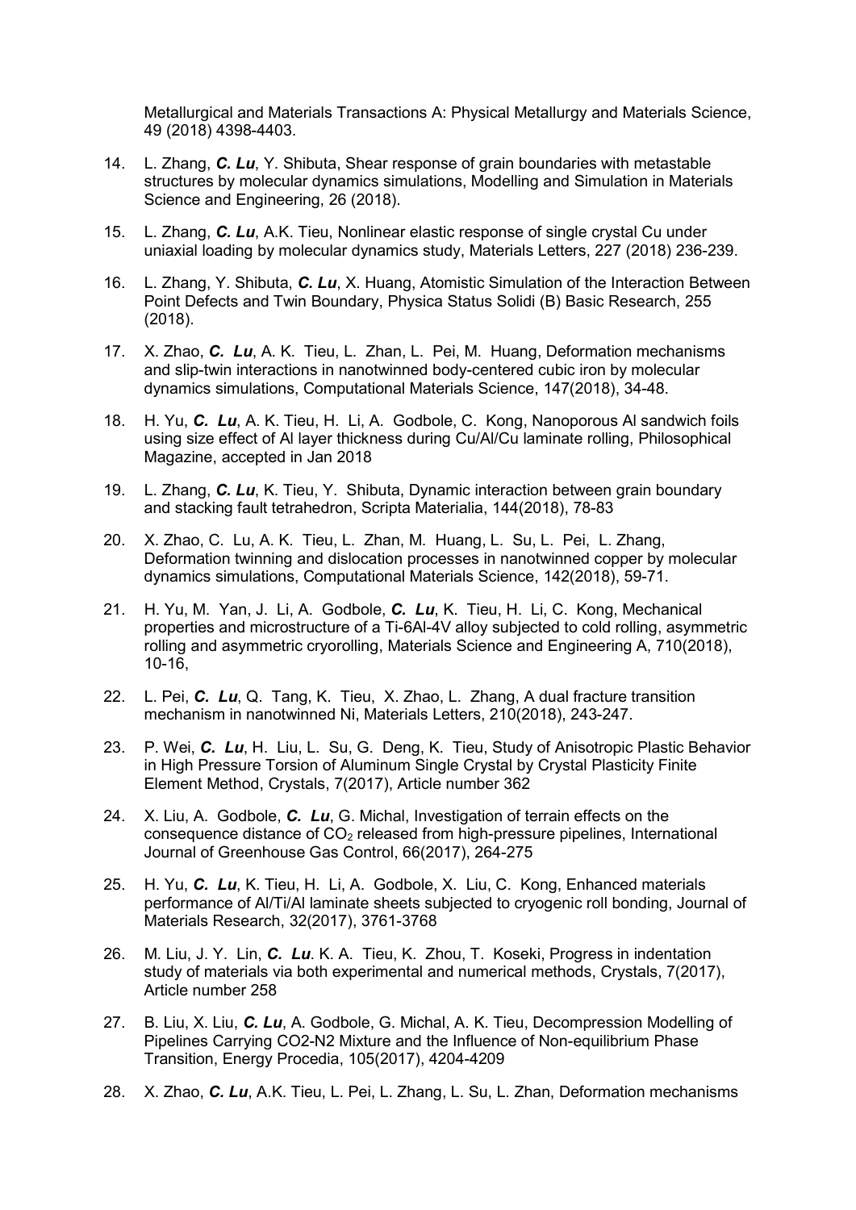Metallurgical and Materials Transactions A: Physical Metallurgy and Materials Science, 49 (2018) 4398-4403.

14. L. Zhang, ***C. Lu***, Y. Shibuta, Shear response of grain boundaries with metastable structures by molecular dynamics simulations, Modelling and Simulation in Materials Science and Engineering, 26 (2018).

15. L. Zhang, ***C. Lu***, A.K. Tieu, Nonlinear elastic response of single crystal Cu under uniaxial loading by molecular dynamics study, Materials Letters, 227 (2018) 236-239.

16. L. Zhang, Y. Shibuta, ***C. Lu***, X. Huang, Atomistic Simulation of the Interaction Between Point Defects and Twin Boundary, Physica Status Solidi (B) Basic Research, 255 (2018).

17. X. Zhao, ***C. Lu***, A. K. Tieu, L. Zhan, L. Pei, M. Huang, Deformation mechanisms and slip-twin interactions in nanotwinned body-centered cubic iron by molecular dynamics simulations, Computational Materials Science, 147(2018), 34-48.

18. H. Yu, ***C. Lu***, A. K. Tieu, H. Li, A. Godbole, C. Kong, Nanoporous Al sandwich foils using size effect of Al layer thickness during Cu/Al/Cu laminate rolling, Philosophical Magazine, accepted in Jan 2018

19. L. Zhang, ***C. Lu***, K. Tieu, Y. Shibuta, Dynamic interaction between grain boundary and stacking fault tetrahedron, Scripta Materialia, 144(2018), 78-83

20. X. Zhao, C. Lu, A. K. Tieu, L. Zhan, M. Huang, L. Su, L. Pei, L. Zhang, Deformation twinning and dislocation processes in nanotwinned copper by molecular dynamics simulations, Computational Materials Science, 142(2018), 59-71.

21. H. Yu, M. Yan, J. Li, A. Godbole, ***C. Lu***, K. Tieu, H. Li, C. Kong, Mechanical properties and microstructure of a Ti-6Al-4V alloy subjected to cold rolling, asymmetric rolling and asymmetric cryorolling, Materials Science and Engineering A, 710(2018), 10-16,

22. L. Pei, ***C. Lu***, Q. Tang, K. Tieu, X. Zhao, L. Zhang, A dual fracture transition mechanism in nanotwinned Ni, Materials Letters, 210(2018), 243-247.

23. P. Wei, ***C. Lu***, H. Liu, L. Su, G. Deng, K. Tieu, Study of Anisotropic Plastic Behavior in High Pressure Torsion of Aluminum Single Crystal by Crystal Plasticity Finite Element Method, Crystals, 7(2017), Article number 362

24. X. Liu, A. Godbole, ***C. Lu***, G. Michal, Investigation of terrain effects on the consequence distance of $CO_2$ released from high-pressure pipelines, International Journal of Greenhouse Gas Control, 66(2017), 264-275

25. H. Yu, ***C. Lu***, K. Tieu, H. Li, A. Godbole, X. Liu, C. Kong, Enhanced materials performance of Al/Ti/Al laminate sheets subjected to cryogenic roll bonding, Journal of Materials Research, 32(2017), 3761-3768

26. M. Liu, J. Y. Lin, ***C. Lu***. K. A. Tieu, K. Zhou, T. Koseki, Progress in indentation study of materials via both experimental and numerical methods, Crystals, 7(2017), Article number 258

27. B. Liu, X. Liu, ***C. Lu***, A. Godbole, G. Michal, A. K. Tieu, Decompression Modelling of Pipelines Carrying CO2-N2 Mixture and the Influence of Non-equilibrium Phase Transition, Energy Procedia, 105(2017), 4204-4209

28. X. Zhao, ***C. Lu***, A.K. Tieu, L. Pei, L. Zhang, L. Su, L. Zhan, Deformation mechanisms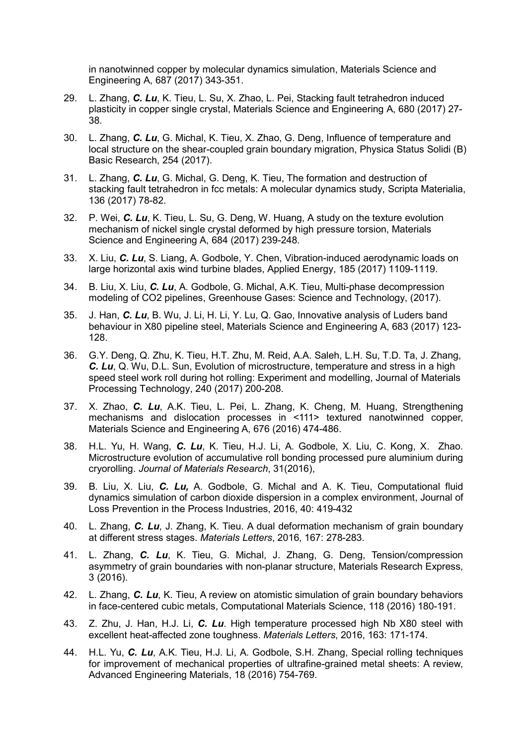in nanotwinned copper by molecular dynamics simulation, Materials Science and Engineering A, 687 (2017) 343-351.

29. L. Zhang, ***C. Lu***, K. Tieu, L. Su, X. Zhao, L. Pei, Stacking fault tetrahedron induced plasticity in copper single crystal, Materials Science and Engineering A, 680 (2017) 27-38.

30. L. Zhang, ***C. Lu***, G. Michal, K. Tieu, X. Zhao, G. Deng, Influence of temperature and local structure on the shear-coupled grain boundary migration, Physica Status Solidi (B) Basic Research, 254 (2017).

31. L. Zhang, ***C. Lu***, G. Michal, G. Deng, K. Tieu, The formation and destruction of stacking fault tetrahedron in fcc metals: A molecular dynamics study, Scripta Materialia, 136 (2017) 78-82.

32. P. Wei, ***C. Lu***, K. Tieu, L. Su, G. Deng, W. Huang, A study on the texture evolution mechanism of nickel single crystal deformed by high pressure torsion, Materials Science and Engineering A, 684 (2017) 239-248.

33. X. Liu, ***C. Lu***, S. Liang, A. Godbole, Y. Chen, Vibration-induced aerodynamic loads on large horizontal axis wind turbine blades, Applied Energy, 185 (2017) 1109-1119.

34. B. Liu, X. Liu, ***C. Lu***, A. Godbole, G. Michal, A.K. Tieu, Multi-phase decompression modeling of CO2 pipelines, Greenhouse Gases: Science and Technology, (2017).

35. J. Han, ***C. Lu***, B. Wu, J. Li, H. Li, Y. Lu, Q. Gao, Innovative analysis of Luders band behaviour in X80 pipeline steel, Materials Science and Engineering A, 683 (2017) 123-128.

36. G.Y. Deng, Q. Zhu, K. Tieu, H.T. Zhu, M. Reid, A.A. Saleh, L.H. Su, T.D. Ta, J. Zhang, ***C. Lu***, Q. Wu, D.L. Sun, Evolution of microstructure, temperature and stress in a high speed steel work roll during hot rolling: Experiment and modelling, Journal of Materials Processing Technology, 240 (2017) 200-208.

37. X. Zhao, ***C. Lu***, A.K. Tieu, L. Pei, L. Zhang, K. Cheng, M. Huang, Strengthening mechanisms and dislocation processes in <111> textured nanotwinned copper, Materials Science and Engineering A, 676 (2016) 474-486.

38. H.L. Yu, H. Wang, ***C. Lu***, K. Tieu, H.J. Li, A. Godbole, X. Liu, C. Kong, X. Zhao. Microstructure evolution of accumulative roll bonding processed pure aluminium during cryorolling. *Journal of Materials Research*, 31(2016),

39. B. Liu, X. Liu, ***C. Lu,*** A. Godbole, G. Michal and A. K. Tieu, Computational fluid dynamics simulation of carbon dioxide dispersion in a complex environment, Journal of Loss Prevention in the Process Industries, 2016, 40: 419-432

40. L. Zhang, ***C. Lu***, J. Zhang, K. Tieu. A dual deformation mechanism of grain boundary at different stress stages. *Materials Letters*, 2016, 167: 278-283.

41. L. Zhang, ***C. Lu***, K. Tieu, G. Michal, J. Zhang, G. Deng, Tension/compression asymmetry of grain boundaries with non-planar structure, Materials Research Express, 3 (2016).

42. L. Zhang, ***C. Lu***, K. Tieu, A review on atomistic simulation of grain boundary behaviors in face-centered cubic metals, Computational Materials Science, 118 (2016) 180-191.

43. Z. Zhu, J. Han, H.J. Li, ***C. Lu***. High temperature processed high Nb X80 steel with excellent heat-affected zone toughness. *Materials Letters*, 2016, 163: 171-174.

44. H.L. Yu, ***C. Lu***, A.K. Tieu, H.J. Li, A. Godbole, S.H. Zhang, Special rolling techniques for improvement of mechanical properties of ultrafine-grained metal sheets: A review, Advanced Engineering Materials, 18 (2016) 754-769.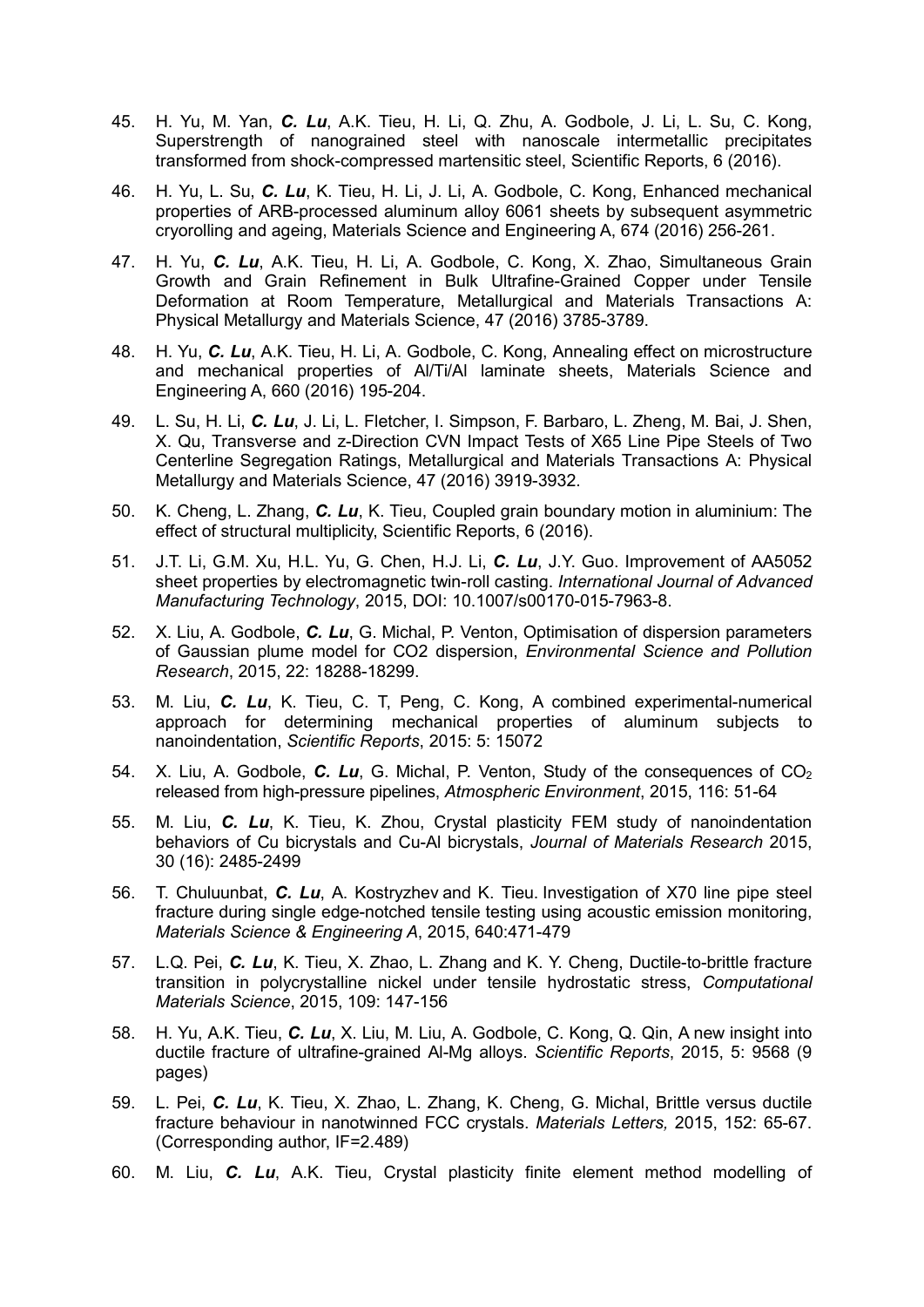45. H. Yu, M. Yan, ***C. Lu***, A.K. Tieu, H. Li, Q. Zhu, A. Godbole, J. Li, L. Su, C. Kong, Superstrength of nanograined steel with nanoscale intermetallic precipitates transformed from shock-compressed martensitic steel, Scientific Reports, 6 (2016).

46. H. Yu, L. Su, ***C. Lu***, K. Tieu, H. Li, J. Li, A. Godbole, C. Kong, Enhanced mechanical properties of ARB-processed aluminum alloy 6061 sheets by subsequent asymmetric cryorolling and ageing, Materials Science and Engineering A, 674 (2016) 256-261.

47. H. Yu, ***C. Lu***, A.K. Tieu, H. Li, A. Godbole, C. Kong, X. Zhao, Simultaneous Grain Growth and Grain Refinement in Bulk Ultrafine-Grained Copper under Tensile Deformation at Room Temperature, Metallurgical and Materials Transactions A: Physical Metallurgy and Materials Science, 47 (2016) 3785-3789.

48. H. Yu, ***C. Lu***, A.K. Tieu, H. Li, A. Godbole, C. Kong, Annealing effect on microstructure and mechanical properties of Al/Ti/Al laminate sheets, Materials Science and Engineering A, 660 (2016) 195-204.

49. L. Su, H. Li, ***C. Lu***, J. Li, L. Fletcher, I. Simpson, F. Barbaro, L. Zheng, M. Bai, J. Shen, X. Qu, Transverse and z-Direction CVN Impact Tests of X65 Line Pipe Steels of Two Centerline Segregation Ratings, Metallurgical and Materials Transactions A: Physical Metallurgy and Materials Science, 47 (2016) 3919-3932.

50. K. Cheng, L. Zhang, ***C. Lu***, K. Tieu, Coupled grain boundary motion in aluminium: The effect of structural multiplicity, Scientific Reports, 6 (2016).

51. J.T. Li, G.M. Xu, H.L. Yu, G. Chen, H.J. Li, ***C. Lu***, J.Y. Guo. Improvement of AA5052 sheet properties by electromagnetic twin-roll casting. *International Journal of Advanced Manufacturing Technology*, 2015, DOI: 10.1007/s00170-015-7963-8.

52. X. Liu, A. Godbole, ***C. Lu***, G. Michal, P. Venton, Optimisation of dispersion parameters of Gaussian plume model for CO2 dispersion, *Environmental Science and Pollution Research*, 2015, 22: 18288-18299.

53. M. Liu, ***C. Lu***, K. Tieu, C. T, Peng, C. Kong, A combined experimental-numerical approach for determining mechanical properties of aluminum subjects to nanoindentation, *Scientific Reports*, 2015: 5: 15072

54. X. Liu, A. Godbole, ***C. Lu***, G. Michal, P. Venton, Study of the consequences of $CO_2$ released from high-pressure pipelines, *Atmospheric Environment*, 2015, 116: 51-64

55. M. Liu, ***C. Lu***, K. Tieu, K. Zhou, Crystal plasticity FEM study of nanoindentation behaviors of Cu bicrystals and Cu-Al bicrystals, *Journal of Materials Research* 2015, 30 (16): 2485-2499

56. T. Chuluunbat, ***C. Lu***, A. Kostryzhev and K. Tieu. Investigation of X70 line pipe steel fracture during single edge-notched tensile testing using acoustic emission monitoring, *Materials Science & Engineering A*, 2015, 640:471-479

57. L.Q. Pei, ***C. Lu***, K. Tieu, X. Zhao, L. Zhang and K. Y. Cheng, Ductile-to-brittle fracture transition in polycrystalline nickel under tensile hydrostatic stress, *Computational Materials Science*, 2015, 109: 147-156

58. H. Yu, A.K. Tieu, ***C. Lu***, X. Liu, M. Liu, A. Godbole, C. Kong, Q. Qin, A new insight into ductile fracture of ultrafine-grained Al-Mg alloys. *Scientific Reports*, 2015, 5: 9568 (9 pages)

59. L. Pei, ***C. Lu***, K. Tieu, X. Zhao, L. Zhang, K. Cheng, G. Michal, Brittle versus ductile fracture behaviour in nanotwinned FCC crystals. *Materials Letters,* 2015, 152: 65-67. (Corresponding author, IF=2.489)

60. M. Liu, ***C. Lu***, A.K. Tieu, Crystal plasticity finite element method modelling of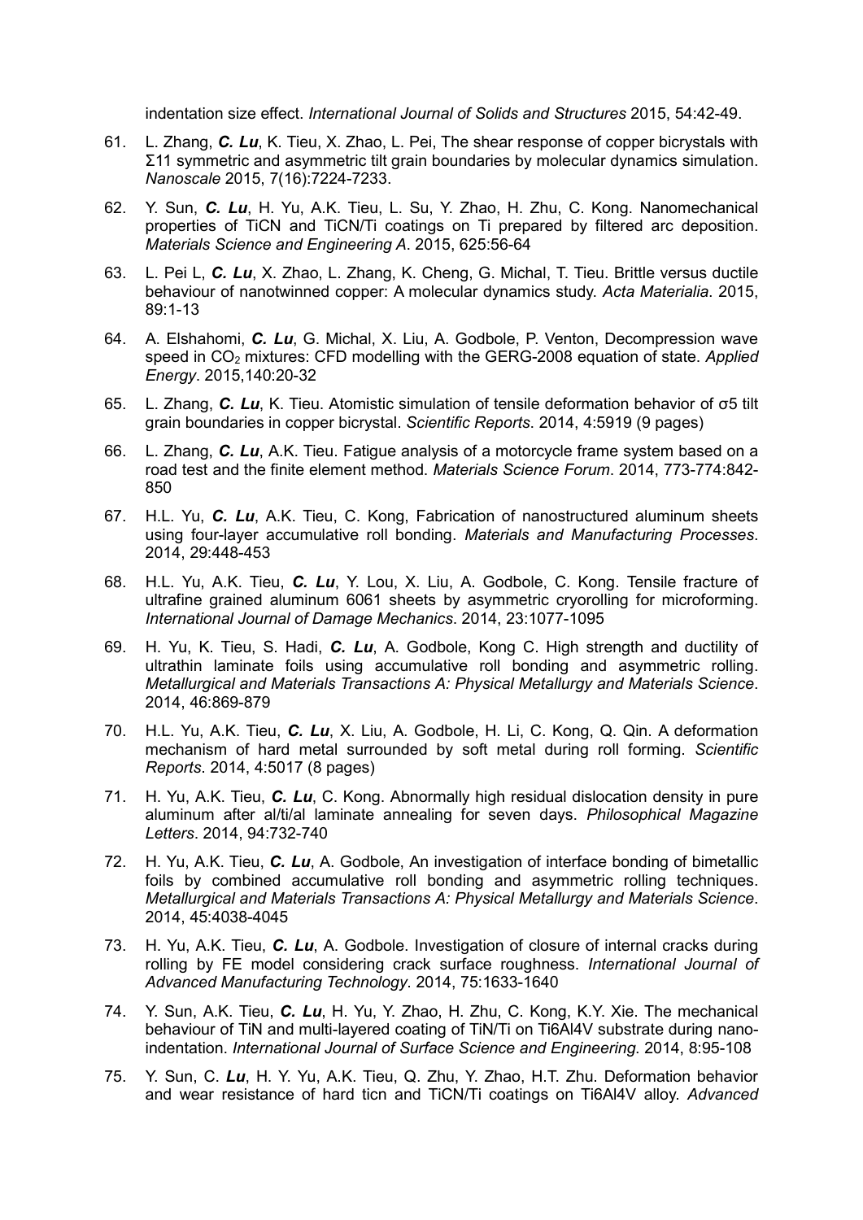indentation size effect. *International Journal of Solids and Structures* 2015, 54:42-49.

61. L. Zhang, ***C. Lu***, K. Tieu, X. Zhao, L. Pei, The shear response of copper bicrystals with Σ11 symmetric and asymmetric tilt grain boundaries by molecular dynamics simulation. *Nanoscale* 2015, 7(16):7224-7233.

62. Y. Sun, ***C. Lu***, H. Yu, A.K. Tieu, L. Su, Y. Zhao, H. Zhu, C. Kong. Nanomechanical properties of TiCN and TiCN/Ti coatings on Ti prepared by filtered arc deposition. *Materials Science and Engineering A*. 2015, 625:56-64

63. L. Pei L, ***C. Lu***, X. Zhao, L. Zhang, K. Cheng, G. Michal, T. Tieu. Brittle versus ductile behaviour of nanotwinned copper: A molecular dynamics study. *Acta Materialia*. 2015, 89:1-13

64. A. Elshahomi, ***C. Lu***, G. Michal, X. Liu, A. Godbole, P. Venton, Decompression wave speed in $CO_2$ mixtures: CFD modelling with the GERG-2008 equation of state. *Applied Energy*. 2015,140:20-32

65. L. Zhang, ***C. Lu***, K. Tieu. Atomistic simulation of tensile deformation behavior of σ5 tilt grain boundaries in copper bicrystal. *Scientific Reports*. 2014, 4:5919 (9 pages)

66. L. Zhang, ***C. Lu***, A.K. Tieu. Fatigue analysis of a motorcycle frame system based on a road test and the finite element method. *Materials Science Forum*. 2014, 773-774:842-850

67. H.L. Yu, ***C. Lu***, A.K. Tieu, C. Kong, Fabrication of nanostructured aluminum sheets using four-layer accumulative roll bonding. *Materials and Manufacturing Processes*. 2014, 29:448-453

68. H.L. Yu, A.K. Tieu, ***C. Lu***, Y. Lou, X. Liu, A. Godbole, C. Kong. Tensile fracture of ultrafine grained aluminum 6061 sheets by asymmetric cryorolling for microforming. *International Journal of Damage Mechanics*. 2014, 23:1077-1095

69. H. Yu, K. Tieu, S. Hadi, ***C. Lu***, A. Godbole, Kong C. High strength and ductility of ultrathin laminate foils using accumulative roll bonding and asymmetric rolling. *Metallurgical and Materials Transactions A: Physical Metallurgy and Materials Science*. 2014, 46:869-879

70. H.L. Yu, A.K. Tieu, ***C. Lu***, X. Liu, A. Godbole, H. Li, C. Kong, Q. Qin. A deformation mechanism of hard metal surrounded by soft metal during roll forming. *Scientific Reports*. 2014, 4:5017 (8 pages)

71. H. Yu, A.K. Tieu, ***C. Lu***, C. Kong. Abnormally high residual dislocation density in pure aluminum after al/ti/al laminate annealing for seven days. *Philosophical Magazine Letters*. 2014, 94:732-740

72. H. Yu, A.K. Tieu, ***C. Lu***, A. Godbole, An investigation of interface bonding of bimetallic foils by combined accumulative roll bonding and asymmetric rolling techniques. *Metallurgical and Materials Transactions A: Physical Metallurgy and Materials Science*. 2014, 45:4038-4045

73. H. Yu, A.K. Tieu, ***C. Lu***, A. Godbole. Investigation of closure of internal cracks during rolling by FE model considering crack surface roughness. *International Journal of Advanced Manufacturing Technology*. 2014, 75:1633-1640

74. Y. Sun, A.K. Tieu, ***C. Lu***, H. Yu, Y. Zhao, H. Zhu, C. Kong, K.Y. Xie. The mechanical behaviour of TiN and multi-layered coating of TiN/Ti on Ti6Al4V substrate during nano-indentation. *International Journal of Surface Science and Engineering*. 2014, 8:95-108

75. Y. Sun, C. ***Lu***, H. Y. Yu, A.K. Tieu, Q. Zhu, Y. Zhao, H.T. Zhu. Deformation behavior and wear resistance of hard ticn and TiCN/Ti coatings on Ti6Al4V alloy. *Advanced*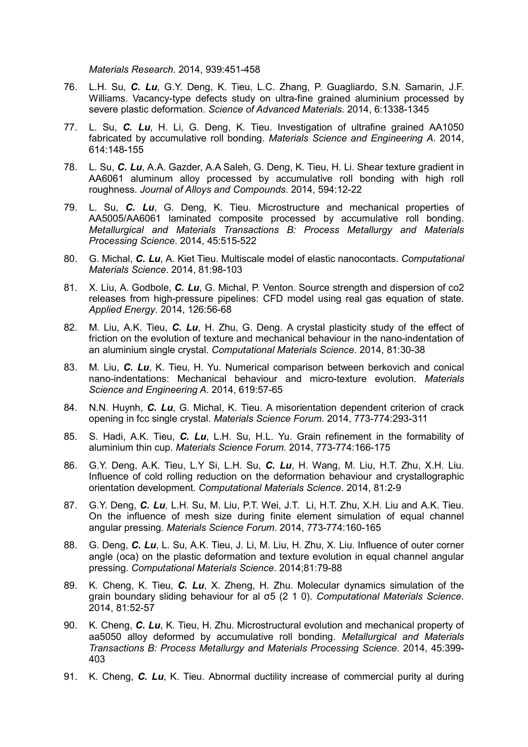*Materials Research*. 2014, 939:451-458

76. L.H. Su, ***C. Lu***, G.Y. Deng, K. Tieu, L.C. Zhang, P. Guagliardo, S.N. Samarin, J.F. Williams. Vacancy-type defects study on ultra-fine grained aluminium processed by severe plastic deformation. *Science of Advanced Materials*. 2014, 6:1338-1345

77. L. Su, ***C. Lu***, H. Li, G. Deng, K. Tieu. Investigation of ultrafine grained AA1050 fabricated by accumulative roll bonding. *Materials Science and Engineering A*. 2014, 614:148-155

78. L. Su, ***C. Lu***, A.A. Gazder, A.A Saleh, G. Deng, K. Tieu, H. Li. Shear texture gradient in AA6061 aluminum alloy processed by accumulative roll bonding with high roll roughness. *Journal of Alloys and Compounds*. 2014, 594:12-22

79. L. Su, ***C. Lu***, G. Deng, K. Tieu. Microstructure and mechanical properties of AA5005/AA6061 laminated composite processed by accumulative roll bonding. *Metallurgical and Materials Transactions B: Process Metallurgy and Materials Processing Science*. 2014, 45:515-522

80. G. Michal, ***C. Lu***, A. Kiet Tieu. Multiscale model of elastic nanocontacts. *Computational Materials Science*. 2014, 81:98-103

81. X. Liu, A. Godbole, ***C. Lu***, G. Michal, P. Venton. Source strength and dispersion of co2 releases from high-pressure pipelines: CFD model using real gas equation of state. *Applied Energy*. 2014, 126:56-68

82. M. Liu, A.K. Tieu, ***C. Lu***, H. Zhu, G. Deng. A crystal plasticity study of the effect of friction on the evolution of texture and mechanical behaviour in the nano-indentation of an aluminium single crystal. *Computational Materials Science*. 2014, 81:30-38

83. M. Liu, ***C. Lu***, K. Tieu, H. Yu. Numerical comparison between berkovich and conical nano-indentations: Mechanical behaviour and micro-texture evolution. *Materials Science and Engineering A*. 2014, 619:57-65

84. N.N. Huynh, ***C. Lu***, G. Michal, K. Tieu. A misorientation dependent criterion of crack opening in fcc single crystal. *Materials Science Forum*. 2014, 773-774:293-311

85. S. Hadi, A.K. Tieu, ***C. Lu***, L.H. Su, H.L. Yu. Grain refinement in the formability of aluminium thin cup. *Materials Science Forum*. 2014, 773-774:166-175

86. G.Y. Deng, A.K. Tieu, L.Y Si, L.H. Su, ***C. Lu***, H. Wang, M. Liu, H.T. Zhu, X.H. Liu. Influence of cold rolling reduction on the deformation behaviour and crystallographic orientation development. *Computational Materials Science*. 2014, 81:2-9

87. G.Y. Deng, ***C. Lu***, L.H. Su, M. Liu, P.T. Wei, J.T. Li, H.T. Zhu, X.H. Liu and A.K. Tieu. On the influence of mesh size during finite element simulation of equal channel angular pressing. *Materials Science Forum*. 2014, 773-774:160-165

88. G. Deng, ***C. Lu***, L. Su, A.K. Tieu, J. Li, M. Liu, H. Zhu, X. Liu. Influence of outer corner angle (oca) on the plastic deformation and texture evolution in equal channel angular pressing. *Computational Materials Science*. 2014;81:79-88

89. K. Cheng, K. Tieu, ***C. Lu***, X. Zheng, H. Zhu. Molecular dynamics simulation of the grain boundary sliding behaviour for al σ5 (2 1 0). *Computational Materials Science*. 2014, 81:52-57

90. K. Cheng, ***C. Lu***, K. Tieu, H. Zhu. Microstructural evolution and mechanical property of aa5050 alloy deformed by accumulative roll bonding. *Metallurgical and Materials Transactions B: Process Metallurgy and Materials Processing Science*. 2014, 45:399-403

91. K. Cheng, ***C. Lu***, K. Tieu. Abnormal ductility increase of commercial purity al during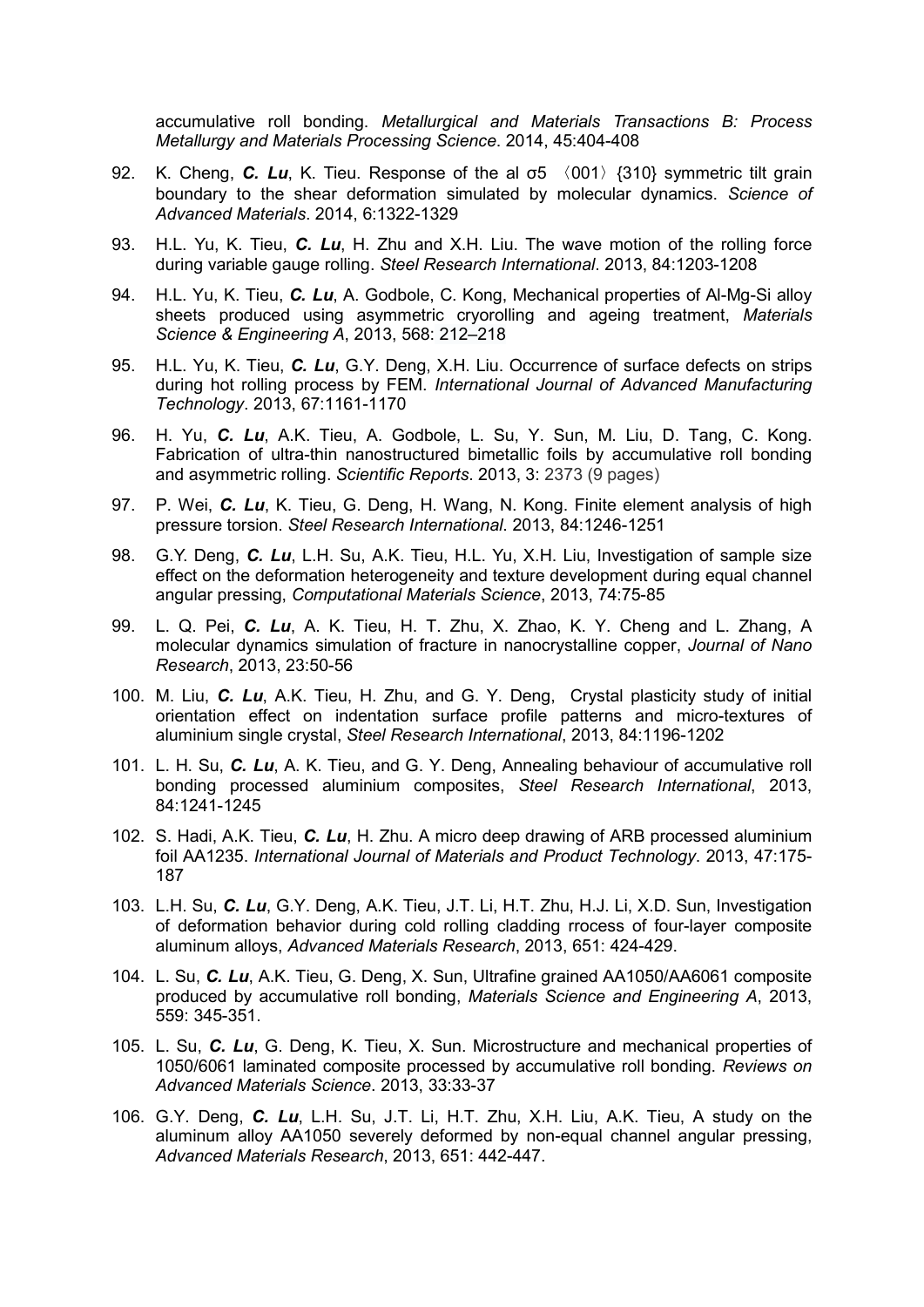accumulative roll bonding. *Metallurgical and Materials Transactions B: Process Metallurgy and Materials Processing Science*. 2014, 45:404-408

92. K. Cheng, ***C. Lu***, K. Tieu. Response of the al σ5 〈001〉{310} symmetric tilt grain boundary to the shear deformation simulated by molecular dynamics. *Science of Advanced Materials*. 2014, 6:1322-1329

93. H.L. Yu, K. Tieu, ***C. Lu***, H. Zhu and X.H. Liu. The wave motion of the rolling force during variable gauge rolling. *Steel Research International*. 2013, 84:1203-1208

94. H.L. Yu, K. Tieu, ***C. Lu***, A. Godbole, C. Kong, Mechanical properties of Al-Mg-Si alloy sheets produced using asymmetric cryorolling and ageing treatment, *Materials Science & Engineering A*, 2013, 568: 212–218

95. H.L. Yu, K. Tieu, ***C. Lu***, G.Y. Deng, X.H. Liu. Occurrence of surface defects on strips during hot rolling process by FEM. *International Journal of Advanced Manufacturing Technology*. 2013, 67:1161-1170

96. H. Yu, ***C. Lu***, A.K. Tieu, A. Godbole, L. Su, Y. Sun, M. Liu, D. Tang, C. Kong. Fabrication of ultra-thin nanostructured bimetallic foils by accumulative roll bonding and asymmetric rolling. *Scientific Reports*. 2013, 3: 2373 (9 pages)

97. P. Wei, ***C. Lu***, K. Tieu, G. Deng, H. Wang, N. Kong. Finite element analysis of high pressure torsion. *Steel Research International*. 2013, 84:1246-1251

98. G.Y. Deng, ***C. Lu***, L.H. Su, A.K. Tieu, H.L. Yu, X.H. Liu, Investigation of sample size effect on the deformation heterogeneity and texture development during equal channel angular pressing, *Computational Materials Science*, 2013, 74:75-85

99. L. Q. Pei, ***C. Lu***, A. K. Tieu, H. T. Zhu, X. Zhao, K. Y. Cheng and L. Zhang, A molecular dynamics simulation of fracture in nanocrystalline copper, *Journal of Nano Research*, 2013, 23:50-56

100. M. Liu, ***C. Lu***, A.K. Tieu, H. Zhu, and G. Y. Deng, Crystal plasticity study of initial orientation effect on indentation surface profile patterns and micro-textures of aluminium single crystal, *Steel Research International*, 2013, 84:1196-1202

101. L. H. Su, ***C. Lu***, A. K. Tieu, and G. Y. Deng, Annealing behaviour of accumulative roll bonding processed aluminium composites, *Steel Research International*, 2013, 84:1241-1245

102. S. Hadi, A.K. Tieu, ***C. Lu***, H. Zhu. A micro deep drawing of ARB processed aluminium foil AA1235. *International Journal of Materials and Product Technology*. 2013, 47:175-187

103. L.H. Su, ***C. Lu***, G.Y. Deng, A.K. Tieu, J.T. Li, H.T. Zhu, H.J. Li, X.D. Sun, Investigation of deformation behavior during cold rolling cladding rrocess of four-layer composite aluminum alloys, *Advanced Materials Research*, 2013, 651: 424-429.

104. L. Su, ***C. Lu***, A.K. Tieu, G. Deng, X. Sun, Ultrafine grained AA1050/AA6061 composite produced by accumulative roll bonding, *Materials Science and Engineering A*, 2013, 559: 345-351.

105. L. Su, ***C. Lu***, G. Deng, K. Tieu, X. Sun. Microstructure and mechanical properties of 1050/6061 laminated composite processed by accumulative roll bonding. *Reviews on Advanced Materials Science*. 2013, 33:33-37

106. G.Y. Deng, ***C. Lu***, L.H. Su, J.T. Li, H.T. Zhu, X.H. Liu, A.K. Tieu, A study on the aluminum alloy AA1050 severely deformed by non-equal channel angular pressing, *Advanced Materials Research*, 2013, 651: 442-447.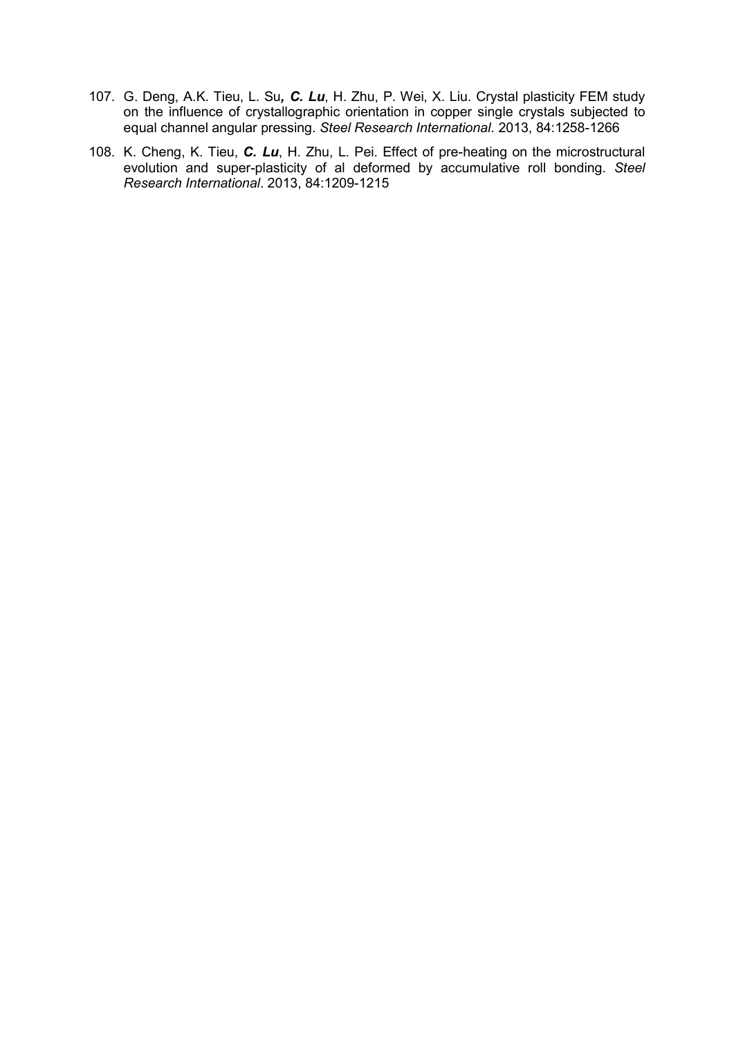107. G. Deng, A.K. Tieu, L. Su***, C. Lu***, H. Zhu, P. Wei, X. Liu. Crystal plasticity FEM study on the influence of crystallographic orientation in copper single crystals subjected to equal channel angular pressing. *Steel Research International*. 2013, 84:1258-1266

108. K. Cheng, K. Tieu, ***C. Lu***, H. Zhu, L. Pei. Effect of pre-heating on the microstructural evolution and super-plasticity of al deformed by accumulative roll bonding. *Steel Research International*. 2013, 84:1209-1215